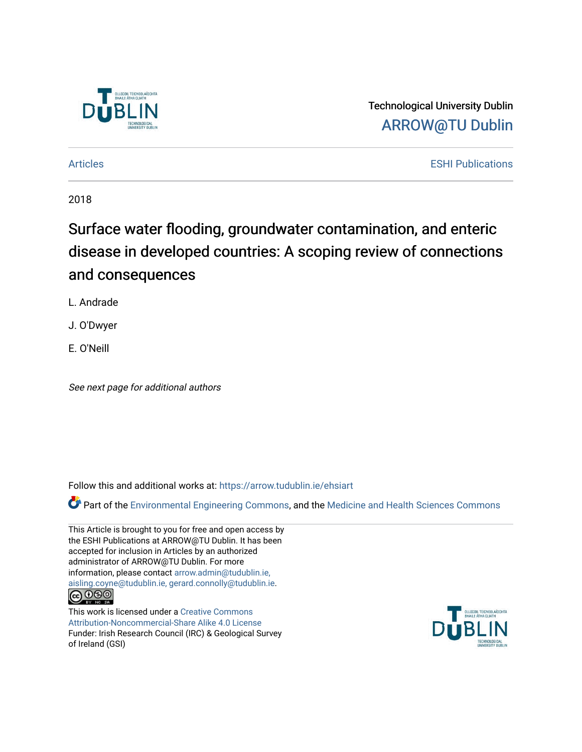Technological University Dublin

ARROW@TU Dublin

Articles

ESHI Publications

2018

# Surface water flooding, groundwater contamination, and enteric disease in developed countries: A scoping review of connections and consequences

L. Andrade

J. O'Dwyer

E. O'Neill

*See next page for additional authors*

Follow this and additional works at: https://arrow.tudublin.ie/ehsiart

Part of the Environmental Engineering Commons, and the Medicine and Health Sciences Commons

This Article is brought to you for free and open access by the ESHI Publications at ARROW@TU Dublin. It has been accepted for inclusion in Articles by an authorized administrator of ARROW@TU Dublin. For more information, please contact arrow.admin@tudublin.ie, aisling.coyne@tudublin.ie, gerard.connolly@tudublin.ie.

This work is licensed under a Creative Commons Attribution-Noncommercial-Share Alike 4.0 License

Funder: Irish Research Council (IRC) & Geological Survey of Ireland (GSI)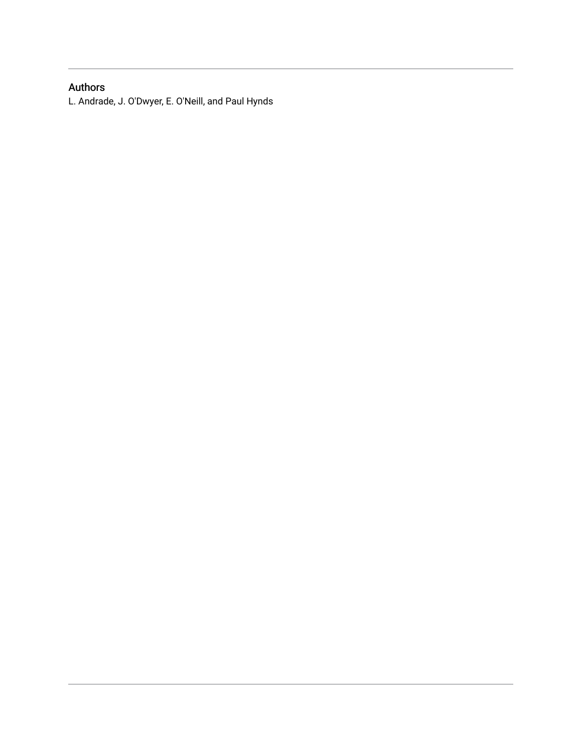## Authors

L. Andrade, J. O'Dwyer, E. O'Neill, and Paul Hynds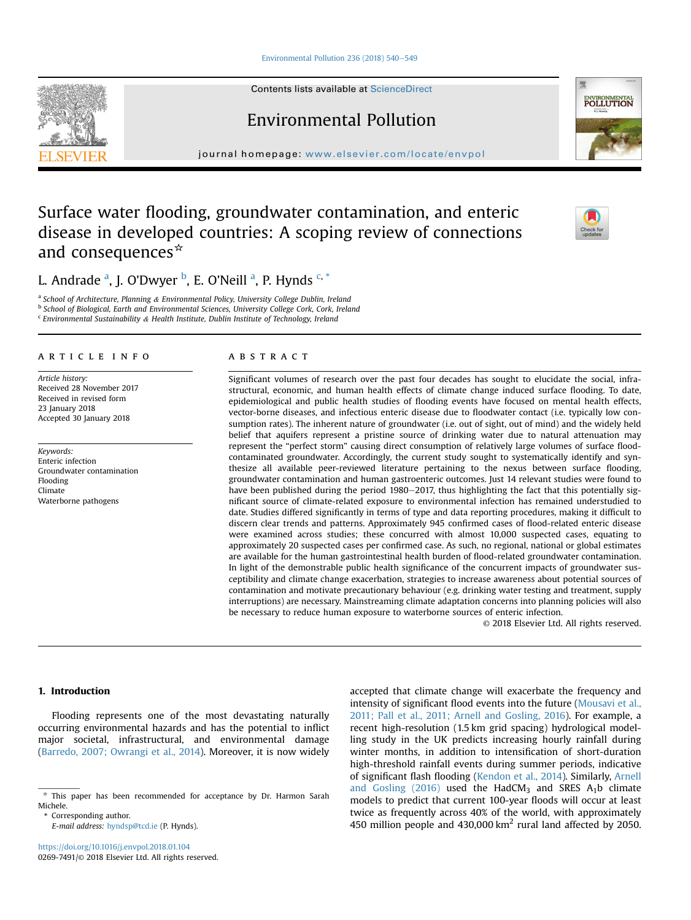# Surface water flooding, groundwater contamination, and enteric disease in developed countries: A scoping review of connections and consequences☆

L. Andrade [a], J. O'Dwyer [b], E. O'Neill [a], P. Hynds [c,*]

[a] School of Architecture, Planning & Environmental Policy, University College Dublin, Ireland
[b] School of Biological, Earth and Environmental Sciences, University College Cork, Cork, Ireland
[c] Environmental Sustainability & Health Institute, Dublin Institute of Technology, Ireland

**ARTICLE INFO**

*Article history:*
Received 28 November 2017
Received in revised form
23 January 2018
Accepted 30 January 2018

*Keywords:*
Enteric infection
Groundwater contamination
Flooding
Climate
Waterborne pathogens

**ABSTRACT**

Significant volumes of research over the past four decades has sought to elucidate the social, infrastructural, economic, and human health effects of climate change induced surface flooding. To date, epidemiological and public health studies of flooding events have focused on mental health effects, vector-borne diseases, and infectious enteric disease due to floodwater contact (i.e. typically low consumption rates). The inherent nature of groundwater (i.e. out of sight, out of mind) and the widely held belief that aquifers represent a pristine source of drinking water due to natural attenuation may represent the "perfect storm" causing direct consumption of relatively large volumes of surface flood-contaminated groundwater. Accordingly, the current study sought to systematically identify and synthesize all available peer-reviewed literature pertaining to the nexus between surface flooding, groundwater contamination and human gastroenteric outcomes. Just 14 relevant studies were found to have been published during the period 1980–2017, thus highlighting the fact that this potentially significant source of climate-related exposure to environmental infection has remained understudied to date. Studies differed significantly in terms of type and data reporting procedures, making it difficult to discern clear trends and patterns. Approximately 945 confirmed cases of flood-related enteric disease were examined across studies; these concurred with almost 10,000 suspected cases, equating to approximately 20 suspected cases per confirmed case. As such, no regional, national or global estimates are available for the human gastrointestinal health burden of flood-related groundwater contamination. In light of the demonstrable public health significance of the concurrent impacts of groundwater susceptibility and climate change exacerbation, strategies to increase awareness about potential sources of contamination and motivate precautionary behaviour (e.g. drinking water testing and treatment, supply interruptions) are necessary. Mainstreaming climate adaptation concerns into planning policies will also be necessary to reduce human exposure to waterborne sources of enteric infection.

© 2018 Elsevier Ltd. All rights reserved.

## 1. Introduction

Flooding represents one of the most devastating naturally occurring environmental hazards and has the potential to inflict major societal, infrastructural, and environmental damage (Barredo, 2007; Owrangi et al., 2014). Moreover, it is now widely accepted that climate change will exacerbate the frequency and intensity of significant flood events into the future (Mousavi et al., 2011; Pall et al., 2011; Arnell and Gosling, 2016). For example, a recent high-resolution (1.5 km grid spacing) hydrological modelling study in the UK predicts increasing hourly rainfall during winter months, in addition to intensification of short-duration high-threshold rainfall events during summer periods, indicative of significant flash flooding (Kendon et al., 2014). Similarly, Arnell and Gosling (2016) used the $HadCM_3$ and SRES $A_1b$ climate models to predict that current 100-year floods will occur at least twice as frequently across 40% of the world, with approximately 450 million people and 430,000 $km^2$ rural land affected by 2050.

☆ This paper has been recommended for acceptance by Dr. Harmon Sarah Michele.
\* Corresponding author.
E-mail address: hyndsp@tcd.ie (P. Hynds).

https://doi.org/10.1016/j.envpol.2018.01.104
0269-7491/© 2018 Elsevier Ltd. All rights reserved.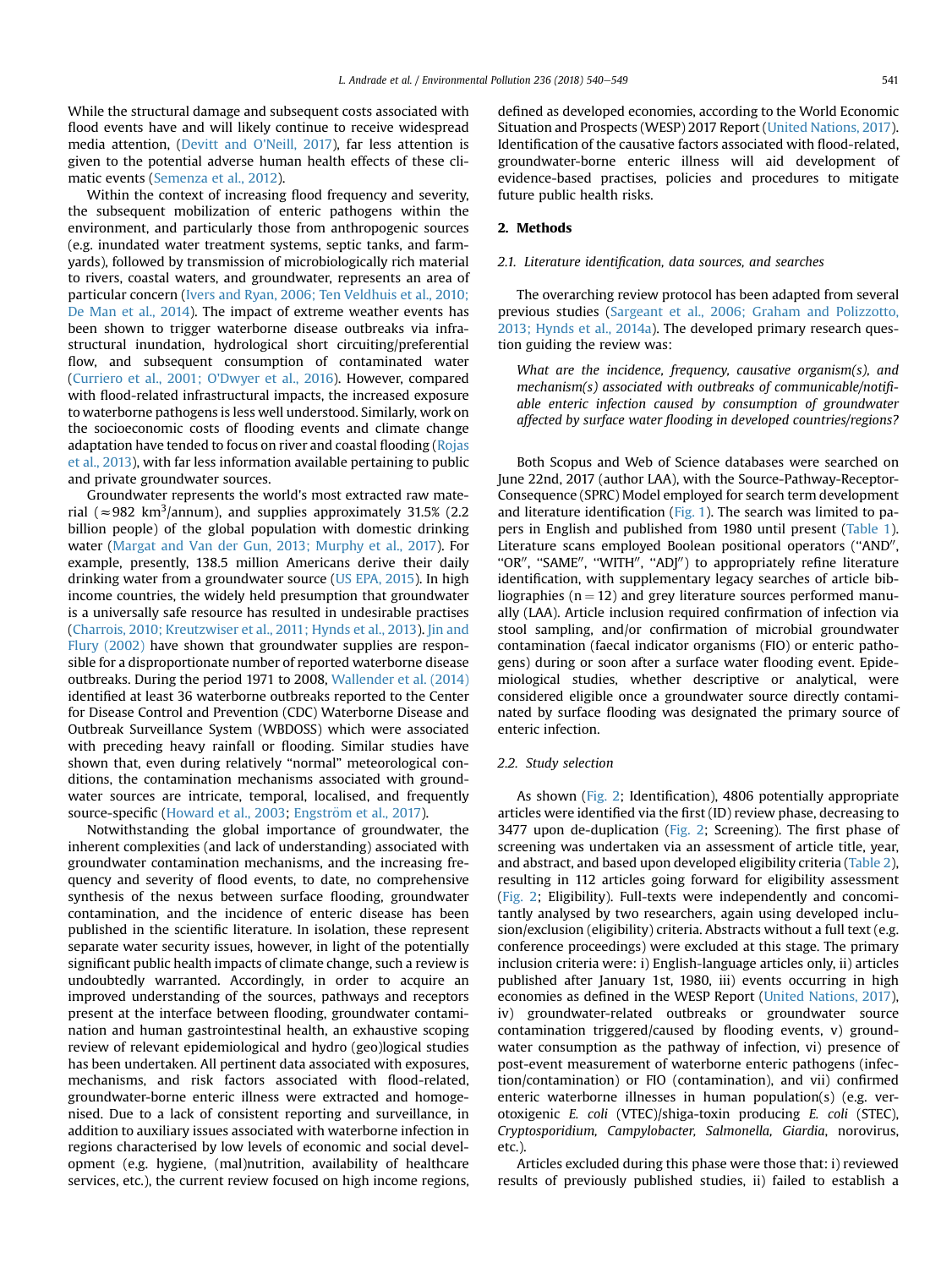While the structural damage and subsequent costs associated with flood events have and will likely continue to receive widespread media attention, (Devitt and O'Neill, 2017), far less attention is given to the potential adverse human health effects of these climatic events (Semenza et al., 2012).

Within the context of increasing flood frequency and severity, the subsequent mobilization of enteric pathogens within the environment, and particularly those from anthropogenic sources (e.g. inundated water treatment systems, septic tanks, and farmyards), followed by transmission of microbiologically rich material to rivers, coastal waters, and groundwater, represents an area of particular concern (Ivers and Ryan, 2006; Ten Veldhuis et al., 2010; De Man et al., 2014). The impact of extreme weather events has been shown to trigger waterborne disease outbreaks via infrastructural inundation, hydrological short circuiting/preferential flow, and subsequent consumption of contaminated water (Curriero et al., 2001; O'Dwyer et al., 2016). However, compared with flood-related infrastructural impacts, the increased exposure to waterborne pathogens is less well understood. Similarly, work on the socioeconomic costs of flooding events and climate change adaptation have tended to focus on river and coastal flooding (Rojas et al., 2013), with far less information available pertaining to public and private groundwater sources.

Groundwater represents the world's most extracted raw material ($\approx$982 $km^3$/annum), and supplies approximately 31.5% (2.2 billion people) of the global population with domestic drinking water (Margat and Van der Gun, 2013; Murphy et al., 2017). For example, presently, 138.5 million Americans derive their daily drinking water from a groundwater source (US EPA, 2015). In high income countries, the widely held presumption that groundwater is a universally safe resource has resulted in undesirable practises (Charrois, 2010; Kreutzwiser et al., 2011; Hynds et al., 2013). Jin and Flury (2002) have shown that groundwater supplies are responsible for a disproportionate number of reported waterborne disease outbreaks. During the period 1971 to 2008, Wallender et al. (2014) identified at least 36 waterborne outbreaks reported to the Center for Disease Control and Prevention (CDC) Waterborne Disease and Outbreak Surveillance System (WBDOSS) which were associated with preceding heavy rainfall or flooding. Similar studies have shown that, even during relatively "normal" meteorological conditions, the contamination mechanisms associated with groundwater sources are intricate, temporal, localised, and frequently source-specific (Howard et al., 2003; Engström et al., 2017).

Notwithstanding the global importance of groundwater, the inherent complexities (and lack of understanding) associated with groundwater contamination mechanisms, and the increasing frequency and severity of flood events, to date, no comprehensive synthesis of the nexus between surface flooding, groundwater contamination, and the incidence of enteric disease has been published in the scientific literature. In isolation, these represent separate water security issues, however, in light of the potentially significant public health impacts of climate change, such a review is undoubtedly warranted. Accordingly, in order to acquire an improved understanding of the sources, pathways and receptors present at the interface between flooding, groundwater contamination and human gastrointestinal health, an exhaustive scoping review of relevant epidemiological and hydro (geo)logical studies has been undertaken. All pertinent data associated with exposures, mechanisms, and risk factors associated with flood-related, groundwater-borne enteric illness were extracted and homogenised. Due to a lack of consistent reporting and surveillance, in addition to auxiliary issues associated with waterborne infection in regions characterised by low levels of economic and social development (e.g. hygiene, (mal)nutrition, availability of healthcare services, etc.), the current review focused on high income regions, defined as developed economies, according to the World Economic Situation and Prospects (WESP) 2017 Report (United Nations, 2017). Identification of the causative factors associated with flood-related, groundwater-borne enteric illness will aid development of evidence-based practises, policies and procedures to mitigate future public health risks.

## 2. Methods

### 2.1. Literature identification, data sources, and searches

The overarching review protocol has been adapted from several previous studies (Sargeant et al., 2006; Graham and Polizzotto, 2013; Hynds et al., 2014a). The developed primary research question guiding the review was:

*What are the incidence, frequency, causative organism(s), and mechanism(s) associated with outbreaks of communicable/notifiable enteric infection caused by consumption of groundwater affected by surface water flooding in developed countries/regions?*

Both Scopus and Web of Science databases were searched on June 22nd, 2017 (author LAA), with the Source-Pathway-Receptor-Consequence (SPRC) Model employed for search term development and literature identification (Fig. 1). The search was limited to papers in English and published from 1980 until present (Table 1). Literature scans employed Boolean positional operators ("AND", "OR", "SAME", "WITH", "ADJ") to appropriately refine literature identification, with supplementary legacy searches of article bibliographies ($n = 12$) and grey literature sources performed manually (LAA). Article inclusion required confirmation of infection via stool sampling, and/or confirmation of microbial groundwater contamination (faecal indicator organisms (FIO) or enteric pathogens) during or soon after a surface water flooding event. Epidemiological studies, whether descriptive or analytical, were considered eligible once a groundwater source directly contaminated by surface flooding was designated the primary source of enteric infection.

### 2.2. Study selection

As shown (Fig. 2; Identification), 4806 potentially appropriate articles were identified via the first (ID) review phase, decreasing to 3477 upon de-duplication (Fig. 2; Screening). The first phase of screening was undertaken via an assessment of article title, year, and abstract, and based upon developed eligibility criteria (Table 2), resulting in 112 articles going forward for eligibility assessment (Fig. 2; Eligibility). Full-texts were independently and concomitantly analysed by two researchers, again using developed inclusion/exclusion (eligibility) criteria. Abstracts without a full text (e.g. conference proceedings) were excluded at this stage. The primary inclusion criteria were: i) English-language articles only, ii) articles published after January 1st, 1980, iii) events occurring in high economies as defined in the WESP Report (United Nations, 2017), iv) groundwater-related outbreaks or groundwater source contamination triggered/caused by flooding events, v) groundwater consumption as the pathway of infection, vi) presence of post-event measurement of waterborne enteric pathogens (infection/contamination) or FIO (contamination), and vii) confirmed enteric waterborne illnesses in human population(s) (e.g. verotoxigenic *E. coli* (VTEC)/shiga-toxin producing *E. coli* (STEC), *Cryptosporidium*, *Campylobacter*, *Salmonella*, *Giardia*, norovirus, etc.).

Articles excluded during this phase were those that: i) reviewed results of previously published studies, ii) failed to establish a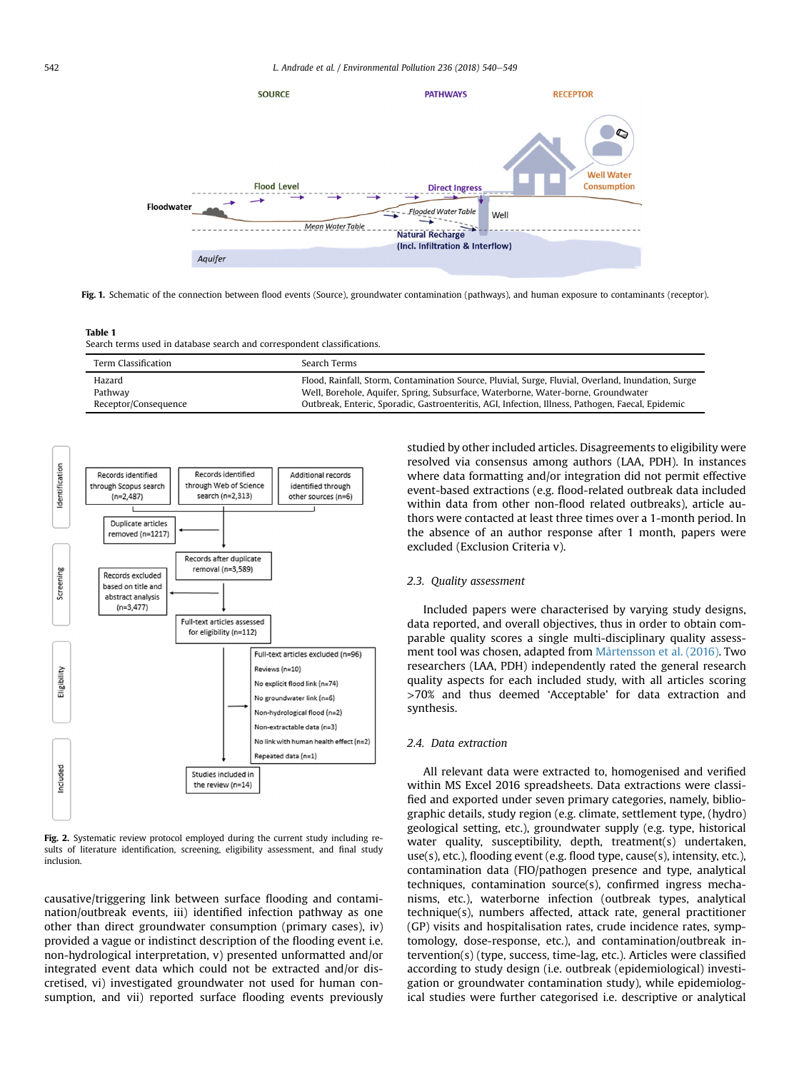Fig. 1. Schematic of the connection between flood events (Source), groundwater contamination (pathways), and human exposure to contaminants (receptor).

Table 1
Search terms used in database search and correspondent classifications.

| Term Classification | Search Terms |
|---|---|
| Hazard | Flood, Rainfall, Storm, Contamination Source, Pluvial, Surge, Fluvial, Overland, Inundation, Surge |
| Pathway | Well, Borehole, Aquifer, Spring, Subsurface, Waterborne, Water-borne, Groundwater |
| Receptor/Consequence | Outbreak, Enteric, Sporadic, Gastroenteritis, AGI, Infection, Illness, Pathogen, Faecal, Epidemic |

Fig. 2. Systematic review protocol employed during the current study including results of literature identification, screening, eligibility assessment, and final study inclusion.

causative/triggering link between surface flooding and contamination/outbreak events, iii) identified infection pathway as one other than direct groundwater consumption (primary cases), iv) provided a vague or indistinct description of the flooding event i.e. non-hydrological interpretation, v) presented unformatted and/or integrated event data which could not be extracted and/or discretised, vi) investigated groundwater not used for human consumption, and vii) reported surface flooding events previously studied by other included articles. Disagreements to eligibility were resolved via consensus among authors (LAA, PDH). In instances where data formatting and/or integration did not permit effective event-based extractions (e.g. flood-related outbreak data included within data from other non-flood related outbreaks), article authors were contacted at least three times over a 1-month period. In the absence of an author response after 1 month, papers were excluded (Exclusion Criteria v).

### 2.3. Quality assessment

Included papers were characterised by varying study designs, data reported, and overall objectives, thus in order to obtain comparable quality scores a single multi-disciplinary quality assessment tool was chosen, adapted from Mårtensson et al. (2016). Two researchers (LAA, PDH) independently rated the general research quality aspects for each included study, with all articles scoring >70% and thus deemed 'Acceptable' for data extraction and synthesis.

### 2.4. Data extraction

All relevant data were extracted to, homogenised and verified within MS Excel 2016 spreadsheets. Data extractions were classified and exported under seven primary categories, namely, bibliographic details, study region (e.g. climate, settlement type, (hydro) geological setting, etc.), groundwater supply (e.g. type, historical water quality, susceptibility, depth, treatment(s) undertaken, use(s), etc.), flooding event (e.g. flood type, cause(s), intensity, etc.), contamination data (FIO/pathogen presence and type, analytical techniques, contamination source(s), confirmed ingress mechanisms, etc.), waterborne infection (outbreak types, analytical technique(s), numbers affected, attack rate, general practitioner (GP) visits and hospitalisation rates, crude incidence rates, symptomology, dose-response, etc.), and contamination/outbreak intervention(s) (type, success, time-lag, etc.). Articles were classified according to study design (i.e. outbreak (epidemiological) investigation or groundwater contamination study), while epidemiological studies were further categorised i.e. descriptive or analytical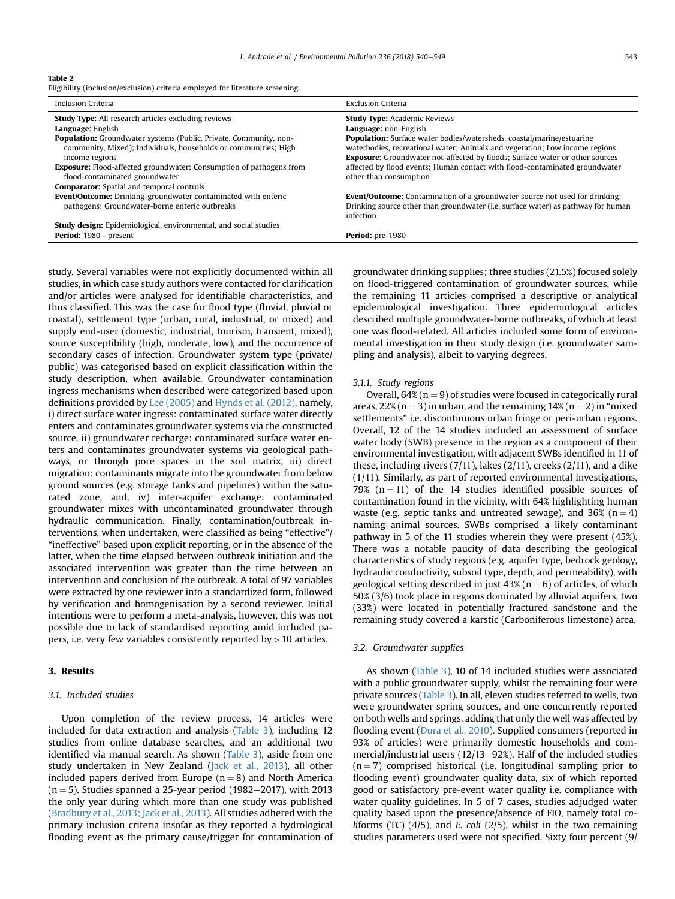Table 2
Eligibility (inclusion/exclusion) criteria employed for literature screening.

| Inclusion Criteria | Exclusion Criteria |
|---|---|
| **Study Type:** All research articles excluding reviews | **Study Type:** Academic Reviews |
| **Language:** English | **Language:** non-English |
| **Population:** Groundwater systems (Public, Private, Community, non-community, Mixed); Individuals, households or communities; High income regions | **Population:** Surface water bodies/watersheds, coastal/marine/estuarine waterbodies, recreational water; Animals and vegetation; Low income regions |
| **Exposure:** Flood-affected groundwater; Consumption of pathogens from flood-contaminated groundwater | **Exposure:** Groundwater not-affected by floods; Surface water or other sources affected by flood events; Human contact with flood-contaminated groundwater other than consumption |
| **Comparator:** Spatial and temporal controls | |
| **Event/Outcome:** Drinking-groundwater contaminated with enteric pathogens; Groundwater-borne enteric outbreaks | **Event/Outcome:** Contamination of a groundwater source not used for drinking; Drinking source other than groundwater (i.e. surface water) as pathway for human infection |
| **Study design:** Epidemiological, environmental, and social studies | |
| **Period:** 1980 - present | **Period:** pre-1980 |

study. Several variables were not explicitly documented within all studies, in which case study authors were contacted for clarification and/or articles were analysed for identifiable characteristics, and thus classified. This was the case for flood type (fluvial, pluvial or coastal), settlement type (urban, rural, industrial, or mixed) and supply end-user (domestic, industrial, tourism, transient, mixed), source susceptibility (high, moderate, low), and the occurrence of secondary cases of infection. Groundwater system type (private/public) was categorised based on explicit classification within the study description, when available. Groundwater contamination ingress mechanisms were categorized based upon definitions provided by Lee (2005) and Hynds et al. (2012), namely, i) direct surface water ingress: contaminated surface water directly enters and contaminates groundwater systems via the constructed source, ii) groundwater recharge: contaminated surface water enters and contaminates groundwater systems via geological pathways, or through pore spaces in the soil matrix, iii) direct migration: contaminants migrate into the groundwater from below ground sources (e.g. storage tanks and pipelines) within the saturated zone, and, iv) inter-aquifer exchange: contaminated groundwater mixes with uncontaminated groundwater through hydraulic communication. Finally, contamination/outbreak interventions, when undertaken, were classified as being "effective"/"ineffective" based upon explicit reporting, or in the absence of the latter, when the time elapsed between outbreak initiation and the associated intervention was greater than the time between an intervention and conclusion of the outbreak. A total of 97 variables were extracted by one reviewer into a standardized form, followed by verification and homogenisation by a second reviewer. Initial intentions were to perform a meta-analysis, however, this was not possible due to lack of standardised reporting amid included papers, i.e. very few variables consistently reported by > 10 articles.

## 3. Results

### 3.1. Included studies

Upon completion of the review process, 14 articles were included for data extraction and analysis (Table 3), including 12 studies from online database searches, and an additional two identified via manual search. As shown (Table 3), aside from one study undertaken in New Zealand (Jack et al., 2013), all other included papers derived from Europe (n = 8) and North America (n = 5). Studies spanned a 25-year period (1982–2017), with 2013 the only year during which more than one study was published (Bradbury et al., 2013; Jack et al., 2013). All studies adhered with the primary inclusion criteria insofar as they reported a hydrological flooding event as the primary cause/trigger for contamination of groundwater drinking supplies; three studies (21.5%) focused solely on flood-triggered contamination of groundwater sources, while the remaining 11 articles comprised a descriptive or analytical epidemiological investigation. Three epidemiological articles described multiple groundwater-borne outbreaks, of which at least one was flood-related. All articles included some form of environmental investigation in their study design (i.e. groundwater sampling and analysis), albeit to varying degrees.

#### 3.1.1. Study regions

Overall, 64% (n = 9) of studies were focused in categorically rural areas, 22% (n = 3) in urban, and the remaining 14% (n = 2) in "mixed settlements" i.e. discontinuous urban fringe or peri-urban regions. Overall, 12 of the 14 studies included an assessment of surface water body (SWB) presence in the region as a component of their environmental investigation, with adjacent SWBs identified in 11 of these, including rivers (7/11), lakes (2/11), creeks (2/11), and a dike (1/11). Similarly, as part of reported environmental investigations, 79% (n = 11) of the 14 studies identified possible sources of contamination found in the vicinity, with 64% highlighting human waste (e.g. septic tanks and untreated sewage), and 36% (n = 4) naming animal sources. SWBs comprised a likely contaminant pathway in 5 of the 11 studies wherein they were present (45%). There was a notable paucity of data describing the geological characteristics of study regions (e.g. aquifer type, bedrock geology, hydraulic conductivity, subsoil type, depth, and permeability), with geological setting described in just 43% (n = 6) of articles, of which 50% (3/6) took place in regions dominated by alluvial aquifers, two (33%) were located in potentially fractured sandstone and the remaining study covered a karstic (Carboniferous limestone) area.

### 3.2. Groundwater supplies

As shown (Table 3), 10 of 14 included studies were associated with a public groundwater supply, whilst the remaining four were private sources (Table 3). In all, eleven studies referred to wells, two were groundwater spring sources, and one concurrently reported on both wells and springs, adding that only the well was affected by flooding event (Dura et al., 2010). Supplied consumers (reported in 93% of articles) were primarily domestic households and commercial/industrial users (12/13–92%). Half of the included studies (n = 7) comprised historical (i.e. longitudinal sampling prior to flooding event) groundwater quality data, six of which reported good or satisfactory pre-event water quality i.e. compliance with water quality guidelines. In 5 of 7 cases, studies adjudged water quality based upon the presence/absence of FIO, namely total *coliforms* (TC) (4/5), and *E. coli* (2/5), whilst in the two remaining studies parameters used were not specified. Sixty four percent (9/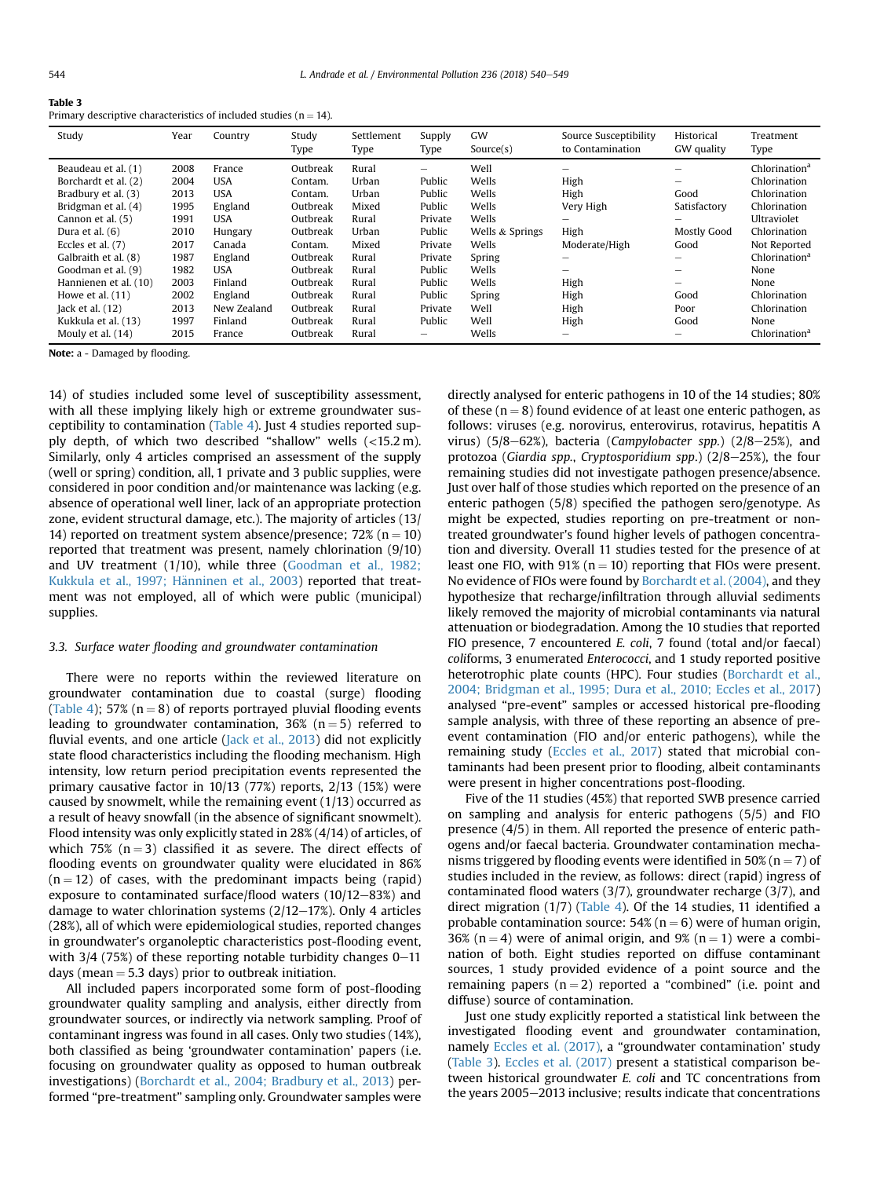Table 3
Primary descriptive characteristics of included studies (n = 14).

| Study | Year | Country | Study Type | Settlement Type | Supply Type | GW Source(s) | Source Susceptibility to Contamination | Historical GW quality | Treatment Type |
|---|---|---|---|---|---|---|---|---|---|
| Beaudeau et al. (1) | 2008 | France | Outbreak | Rural | – | Well | – | – | Chlorination[a] |
| Borchardt et al. (2) | 2004 | USA | Contam. | Urban | Public | Wells | High | – | Chlorination |
| Bradbury et al. (3) | 2013 | USA | Contam. | Urban | Public | Wells | High | Good | Chlorination |
| Bridgman et al. (4) | 1995 | England | Outbreak | Mixed | Public | Wells | Very High | Satisfactory | Chlorination |
| Cannon et al. (5) | 1991 | USA | Outbreak | Rural | Private | Wells | – | – | Ultraviolet |
| Dura et al. (6) | 2010 | Hungary | Outbreak | Urban | Public | Wells & Springs | High | Mostly Good | Chlorination |
| Eccles et al. (7) | 2017 | Canada | Contam. | Mixed | Private | Wells | Moderate/High | Good | Not Reported |
| Galbraith et al. (8) | 1987 | England | Outbreak | Rural | Private | Spring | – | – | Chlorination[a] |
| Goodman et al. (9) | 1982 | USA | Outbreak | Rural | Public | Wells | – | – | None |
| Hannienen et al. (10) | 2003 | Finland | Outbreak | Rural | Public | Wells | High | – | None |
| Howe et al. (11) | 2002 | England | Outbreak | Rural | Public | Spring | High | Good | Chlorination |
| Jack et al. (12) | 2013 | New Zealand | Outbreak | Rural | Private | Well | High | Poor | Chlorination |
| Kukkula et al. (13) | 1997 | Finland | Outbreak | Rural | Public | Well | High | Good | None |
| Mouly et al. (14) | 2015 | France | Outbreak | Rural | – | Wells | – | – | Chlorination[a] |

**Note:** a - Damaged by flooding.

14) of studies included some level of susceptibility assessment, with all these implying likely high or extreme groundwater susceptibility to contamination (Table 4). Just 4 studies reported supply depth, of which two described "shallow" wells (<15.2 m). Similarly, only 4 articles comprised an assessment of the supply (well or spring) condition, all, 1 private and 3 public supplies, were considered in poor condition and/or maintenance was lacking (e.g. absence of operational well liner, lack of an appropriate protection zone, evident structural damage, etc.). The majority of articles (13/14) reported on treatment system absence/presence; 72% (n = 10) reported that treatment was present, namely chlorination (9/10) and UV treatment (1/10), while three (Goodman et al., 1982; Kukkula et al., 1997; Hänninen et al., 2003) reported that treatment was not employed, all of which were public (municipal) supplies.

### 3.3. Surface water flooding and groundwater contamination

There were no reports within the reviewed literature on groundwater contamination due to coastal (surge) flooding (Table 4); 57% (n = 8) of reports portrayed pluvial flooding events leading to groundwater contamination, 36% (n = 5) referred to fluvial events, and one article (Jack et al., 2013) did not explicitly state flood characteristics including the flooding mechanism. High intensity, low return period precipitation events represented the primary causative factor in 10/13 (77%) reports, 2/13 (15%) were caused by snowmelt, while the remaining event (1/13) occurred as a result of heavy snowfall (in the absence of significant snowmelt). Flood intensity was only explicitly stated in 28% (4/14) of articles, of which 75% (n = 3) classified it as severe. The direct effects of flooding events on groundwater quality were elucidated in 86% (n = 12) of cases, with the predominant impacts being (rapid) exposure to contaminated surface/flood waters (10/12–83%) and damage to water chlorination systems (2/12–17%). Only 4 articles (28%), all of which were epidemiological studies, reported changes in groundwater's organoleptic characteristics post-flooding event, with 3/4 (75%) of these reporting notable turbidity changes 0–11 days (mean = 5.3 days) prior to outbreak initiation.

All included papers incorporated some form of post-flooding groundwater quality sampling and analysis, either directly from groundwater sources, or indirectly via network sampling. Proof of contaminant ingress was found in all cases. Only two studies (14%), both classified as being 'groundwater contamination' papers (i.e. focusing on groundwater quality as opposed to human outbreak investigations) (Borchardt et al., 2004; Bradbury et al., 2013) performed "pre-treatment" sampling only. Groundwater samples were directly analysed for enteric pathogens in 10 of the 14 studies; 80% of these (n = 8) found evidence of at least one enteric pathogen, as follows: viruses (e.g. norovirus, enterovirus, rotavirus, hepatitis A virus) (5/8–62%), bacteria (*Campylobacter spp.*) (2/8–25%), and protozoa (*Giardia spp.*, *Cryptosporidium spp.*) (2/8–25%), the four remaining studies did not investigate pathogen presence/absence. Just over half of those studies which reported on the presence of an enteric pathogen (5/8) specified the pathogen sero/genotype. As might be expected, studies reporting on pre-treatment or non-treated groundwater's found higher levels of pathogen concentration and diversity. Overall 11 studies tested for the presence of at least one FIO, with 91% (n = 10) reporting that FIOs were present. No evidence of FIOs were found by Borchardt et al. (2004), and they hypothesise that recharge/infiltration through alluvial sediments likely removed the majority of microbial contaminants via natural attenuation or biodegradation. Among the 10 studies that reported FIO presence, 7 encountered *E. coli*, 7 found (total and/or faecal) *coli*forms, 3 enumerated *Enterococci*, and 1 study reported positive heterotrophic plate counts (HPC). Four studies (Borchardt et al., 2004; Bridgman et al., 1995; Dura et al., 2010; Eccles et al., 2017) analysed "pre-event" samples or accessed historical pre-flooding sample analysis, with three of these reporting an absence of pre-event contamination (FIO and/or enteric pathogens), while the remaining study (Eccles et al., 2017) stated that microbial contaminants had been present prior to flooding, albeit contaminants were present in higher concentrations post-flooding.

Five of the 11 studies (45%) that reported SWB presence carried on sampling and analysis for enteric pathogens (5/5) and FIO presence (4/5) in them. All reported the presence of enteric pathogens and/or faecal bacteria. Groundwater contamination mechanisms triggered by flooding events were identified in 50% (n = 7) of studies included in the review, as follows: direct (rapid) ingress of contaminated flood waters (3/7), groundwater recharge (3/7), and direct migration (1/7) (Table 4). Of the 14 studies, 11 identified a probable contamination source: 54% (n = 6) were of human origin, 36% (n = 4) were of animal origin, and 9% (n = 1) were a combination of both. Eight studies reported on diffuse contaminant sources, 1 study provided evidence of a point source and the remaining papers (n = 2) reported a "combined" (i.e. point and diffuse) source of contamination.

Just one study explicitly reported a statistical link between the investigated flooding event and groundwater contamination, namely Eccles et al. (2017), a "groundwater contamination' study (Table 3). Eccles et al. (2017) present a statistical comparison between historical groundwater *E. coli* and TC concentrations from the years 2005–2013 inclusive; results indicate that concentrations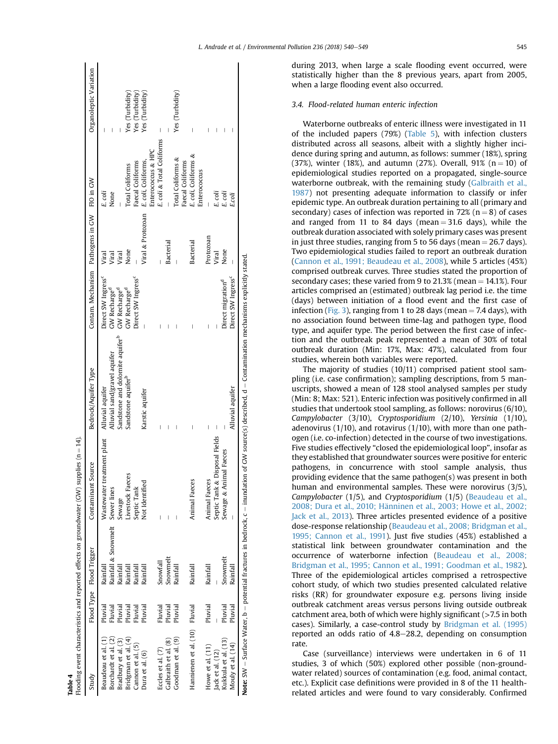**Table 4**
Flooding event characteristics and reported effects on groundwater (GW) supplies (n = 14).

| Study | Flood Type | Flood Trigger | Contaminant Source | Bedrock/Aquifer Type | Contam. Mechanism | Pathogens in GW | FIO in GW | Organoleptic Variation |
|---|---|---|---|---|---|---|---|---|
| Beaudeau et al. (1) | Pluvial | Rainfall | Wastewater treatment plant | Alluvial aquifer | Direct SW Ingress[c] | Viral | E. coli | – |
| Borchardt et al. (2) | Fluvial | Rainfall & Snowmelt | Sewer lines | Alluvial sand/gravel aquifer | GW Recharge[d] | Viral | None | – |
| Bradbury et al. (3) | Pluvial | Rainfall | Sewage | Sandstone and dolomite aquifer[b] | GW Recharge[d] | Viral | – | – |
| Bridgman et al. (4) | Pluvial | Rainfall | Livestock Faeces | Sandstone aquifer[b] | GW Recharge[d] | None | Total Coliforms | Yes (Turbidity) |
| Cannon et al. (5) | Fluvial | Rainfall | Septic Tank | – | Direct SW Ingress[c] | – | Faecal Coliforms | Yes (Turbidity) |
| Dura et al. (6) | Pluvial | Rainfall | Not Identified | Karstic aquifer | – | Viral & Protozoan | E. coli, Coliforms, Enterococcus & HPC | Yes (Turbidity) |
| Eccles et al. (7) | Fluvial | Snowfall | – | – | – | – | E. coli & Total Coliforms | – |
| Galbraith et al. (8) | Pluvial | Snowmelt | – | – | – | Bacterial | – | – |
| Goodman et al. (9) | Pluvial | Rainfall | – | – | – | – | Total Coliforms & Faecal Coliforms | Yes (Turbidity) |
| Hanninen et al. (10) | Fluvial | Rainfall | Animal Faeces | – | – | Bacterial | E. coli, Coliforms & Enterococcus | – |
| Howe et al. (11) | Pluvial | Rainfall | Animal Faeces | – | – | Protozoan | – | – |
| Jack et al. (12) | – | – | Septic Tank & Disposal Fields | – | – | – | – | – |
| Kukkula et al. (13) | Pluvial | Snowmelt | Sewage & Animal Faeces | – | Direct migration[d] | Viral | E. coli | – |
| Mouly et al. (14) | Pluvial | Rainfall | – | Alluvial aquifer | Direct SW Ingress[c] | None | E. coli | – |

**Note:** SW – Surface Water, b – potential fractures in bedrock, c – inundation of GW source(s) described, d – Contamination mechanisms explicitly stated.

during 2013, when large a scale flooding event occurred, were statistically higher than the 8 previous years, apart from 2005, when a large flooding event also occurred.

### 3.4. Flood-related human enteric infection

Waterborne outbreaks of enteric illness were investigated in 11 of the included papers (79%) (Table 5), with infection clusters distributed across all seasons, albeit with a slightly higher incidence during spring and autumn, as follows: summer (18%), spring (37%), winter (18%), and autumn (27%). Overall, 91% (n = 10) of epidemiological studies reported on a propagated, single-source waterborne outbreak, with the remaining study (Galbraith et al., 1987) not presenting adequate information to classify or infer epidemic type. An outbreak duration pertaining to all (primary and secondary) cases of infection was reported in 72% (n = 8) of cases and ranged from 11 to 84 days (mean = 31.6 days), while the outbreak duration associated with solely primary cases was present in just three studies, ranging from 5 to 56 days (mean = 26.7 days). Two epidemiological studies failed to report an outbreak duration (Cannon et al., 1991; Beaudeau et al., 2008), while 5 articles (45%) comprised outbreak curves. Three studies stated the proportion of secondary cases; these varied from 9 to 21.3% (mean = 14.1%). Four articles comprised an (estimated) outbreak lag period i.e. the time (days) between initiation of a flood event and the first case of infection (Fig. 3), ranging from 1 to 28 days (mean = 7.4 days), with no association found between time-lag and pathogen type, flood type, and aquifer type. The period between the first case of infection and the outbreak peak represented a mean of 30% of total outbreak duration (Min: 17%, Max: 47%), calculated from four studies, wherein both variables were reported.

The majority of studies (10/11) comprised patient stool sampling (i.e. case confirmation); sampling descriptions, from 5 manuscripts, showed a mean of 128 stool analysed samples per study (Min: 8; Max: 521). Enteric infection was positively confirmed in all studies that undertook stool sampling, as follows: norovirus (6/10), *Campylobacter* (3/10), *Cryptosporidium* (2/10), *Yersinia* (1/10), adenovirus (1/10), and rotavirus (1/10), with more than one pathogen (i.e. co-infection) detected in the course of two investigations. Five studies effectively "closed the epidemiological loop", insofar as they established that groundwater sources were positive for enteric pathogens, in concurrence with stool sample analysis, thus providing evidence that the same pathogen(s) was present in both human and environmental samples. These were norovirus (3/5), *Campylobacter* (1/5), and *Cryptosporidium* (1/5) (Beaudeau et al., 2008; Dura et al., 2010; Hänninen et al., 2003; Howe et al., 2002; Jack et al., 2013). Three articles presented evidence of a positive dose-response relationship (Beaudeau et al., 2008; Bridgman et al., 1995; Cannon et al., 1991). Just five studies (45%) established a statistical link between groundwater contamination and the occurrence of waterborne infection (Beaudeau et al., 2008; Bridgman et al., 1995; Cannon et al., 1991; Goodman et al., 1982). Three of the epidemiological articles comprised a retrospective cohort study, of which two studies presented calculated relative risks (RR) for groundwater exposure e.g. persons living inside outbreak catchment areas versus persons living outside outbreak catchment area, both of which were highly significant (>7.5 in both cases). Similarly, a case-control study by Bridgman et al. (1995) reported an odds ratio of 4.8–28.2, depending on consumption rate.

Case (surveillance) interviews were undertaken in 6 of 11 studies, 3 of which (50%) explored other possible (non-groundwater related) sources of contamination (e.g. food, animal contact, etc.). Explicit case definitions were provided in 8 of the 11 health-related articles and were found to vary considerably. Confirmed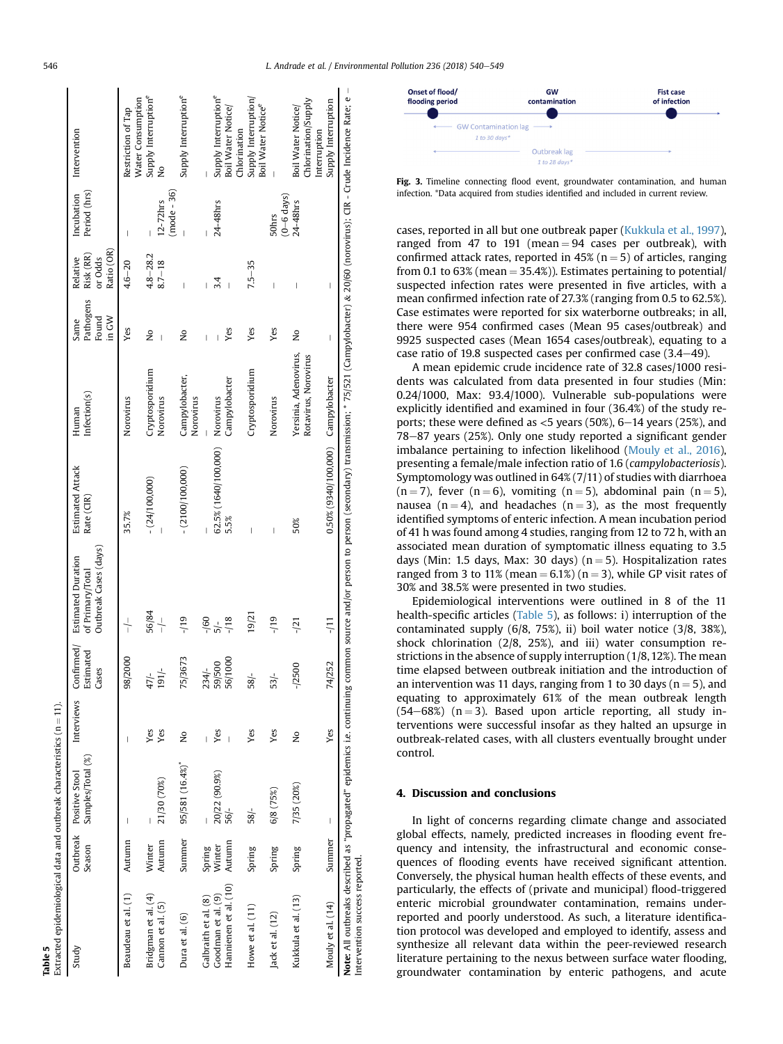**Table 5**
Extracted epidemiological data and outbreak characteristics (n = 11).

| Study | Outbreak Season | Positive Stool Samples/Total (%) | Interviews | Confirmed/Estimated Cases | Estimated Duration of Primary/Total Outbreak Cases (days) | Estimated Attack Rate (CIR) | Human Infection(s) | Same Pathogens Found in GW | Relative Risk (RR) or Odds Ratio (OR) | Incubation Period (hrs) | Intervention |
|---|---|---|---|---|---|---|---|---|---|---|---|
| Beaudeau et al. (1) | Autumn | – | – | 98/2000 | –/– | 35.7% | Norovirus | Yes | 4.6–20 | – | Restriction of Tap Water Consumption |
| Bridgman et al. (4) | Winter | – | Yes | 47/- | 56/84 | - (24/100,000) | Cryptosporidium | No | 4.8–28.2 | – | Supply Interruption[e] |
| Cannon et al. (5) | Autumn | 21/30 (70%) | Yes | 191/- | –/– | – | Norovirus | – | 8.7–18 | 12-72hrs (mode - 36) | No |
| Dura et al. (6) | Summer | 95/581 (16.4%)* | No | 75/3673 | -/19 | - (2100/100,000) | Campylobacter, Norovirus | No | – | – | Supply Interruption[e] |
| Galbraith et al. (8) | Spring | – | – | 234/- | -/60 | – | – | – | – | – | – |
| Goodman et al. (9) | Winter | 20/22 (90.9%) | Yes | 59/500 | 5/- | 62.5% (1640/100,000) | Norovirus | – | 3.4 | 24-48hrs | Supply Interruption[e] |
| Hanninen et al. (10) | Autumn | 56/- | – | 56/1000 | -/18 | 5.5% | Campylobacter | Yes | – | | Boil Water Notice/Chlorination |
| Howe et al. (11) | Spring | 58/- | Yes | 58/- | 19/21 | – | Cryptosporidium | Yes | 7.5–35 | | Supply Interruption/Boil Water Notice[e] |
| Jack et al. (12) | Spring | 6/8 (75%) | Yes | 53/- | -/19 | – | Norovirus | Yes | – | 50hrs (0–6 days) | – |
| Kukkula et al. (13) | Spring | 7/35 (20%) | No | -/2500 | -/21 | 50% | Yersinia, Adenovirus, Rotavirus, Norovirus | No | – | 24-48hrs | Boil Water Notice/Chlorination/Supply Interruption |
| Mouly et al. (14) | Summer | – | Yes | 74/252 | -/11 | 0.50% (9340/100,000) | Campylobacter | – | – | | Supply Interruption |

**Note:** All outbreaks described as "propagated" epidemics i.e. continuing common source and/or person to person (secondary) transmission; * 75/521 (Campylobacter) & 20/60 (norovirus); CIR - Crude Incidence Rate; e – Intervention success reported.

**Fig. 3.** Timeline connecting flood event, groundwater contamination, and human infection. *Data acquired from studies identified and included in current review.

cases, reported in all but one outbreak paper (Kukkula et al., 1997), ranged from 47 to 191 (mean = 94 cases per outbreak), with confirmed attack rates, reported in 45% (n = 5) of articles, ranging from 0.1 to 63% (mean = 35.4%)). Estimates pertaining to potential/suspected infection rates were presented in five articles, with a mean confirmed infection rate of 27.3% (ranging from 0.5 to 62.5%). Case estimates were reported for six waterborne outbreaks; in all, there were 954 confirmed cases (Mean 95 cases/outbreak) and 9925 suspected cases (Mean 1654 cases/outbreak), equating to a case ratio of 19.8 suspected cases per confirmed case (3.4–49).

A mean epidemic crude incidence rate of 32.8 cases/1000 residents was calculated from data presented in four studies (Min: 0.24/1000, Max: 93.4/1000). Vulnerable sub-populations were explicitly identified and examined in four (36.4%) of the study reports; these were defined as <5 years (50%), 6–14 years (25%), and 78–87 years (25%). Only one study reported a significant gender imbalance pertaining to infection likelihood (Mouly et al., 2016), presenting a female/male infection ratio of 1.6 (*campylobacteriosis*). Symptomology was outlined in 64% (7/11) of studies with diarrhoea (n = 7), fever (n = 6), vomiting (n = 5), abdominal pain (n = 5), nausea (n = 4), and headaches (n = 3), as the most frequently identified symptoms of enteric infection. A mean incubation period of 41 h was found among 4 studies, ranging from 12 to 72 h, with an associated mean duration of symptomatic illness equating to 3.5 days (Min: 1.5 days, Max: 30 days) (n = 5). Hospitalization rates ranged from 3 to 11% (mean = 6.1%) (n = 3), while GP visit rates of 30% and 38.5% were presented in two studies.

Epidemiological interventions were outlined in 8 of the 11 health-specific articles (Table 5), as follows: i) interruption of the contaminated supply (6/8, 75%), ii) boil water notice (3/8, 38%), shock chlorination (2/8, 25%), and iii) water consumption restrictions in the absence of supply interruption (1/8, 12%). The mean time elapsed between outbreak initiation and the introduction of an intervention was 11 days, ranging from 1 to 30 days (n = 5), and equating to approximately 61% of the mean outbreak length (54–68%) (n = 3). Based upon article reporting, all study interventions were successful insofar as they halted an upsurge in outbreak-related cases, with all clusters eventually brought under control.

## 4. Discussion and conclusions

In light of concerns regarding climate change and associated global effects, namely, predicted increases in flooding event frequency and intensity, the infrastructural and economic consequences of flooding events have received significant attention. Conversely, the physical human health effects of these events, and particularly, the effects of (private and municipal) flood-triggered enteric microbial groundwater contamination, remains under-reported and poorly understood. As such, a literature identification protocol was developed and employed to identify, assess and synthesize all relevant data within the peer-reviewed research literature pertaining to the nexus between surface water flooding, groundwater contamination by enteric pathogens, and acute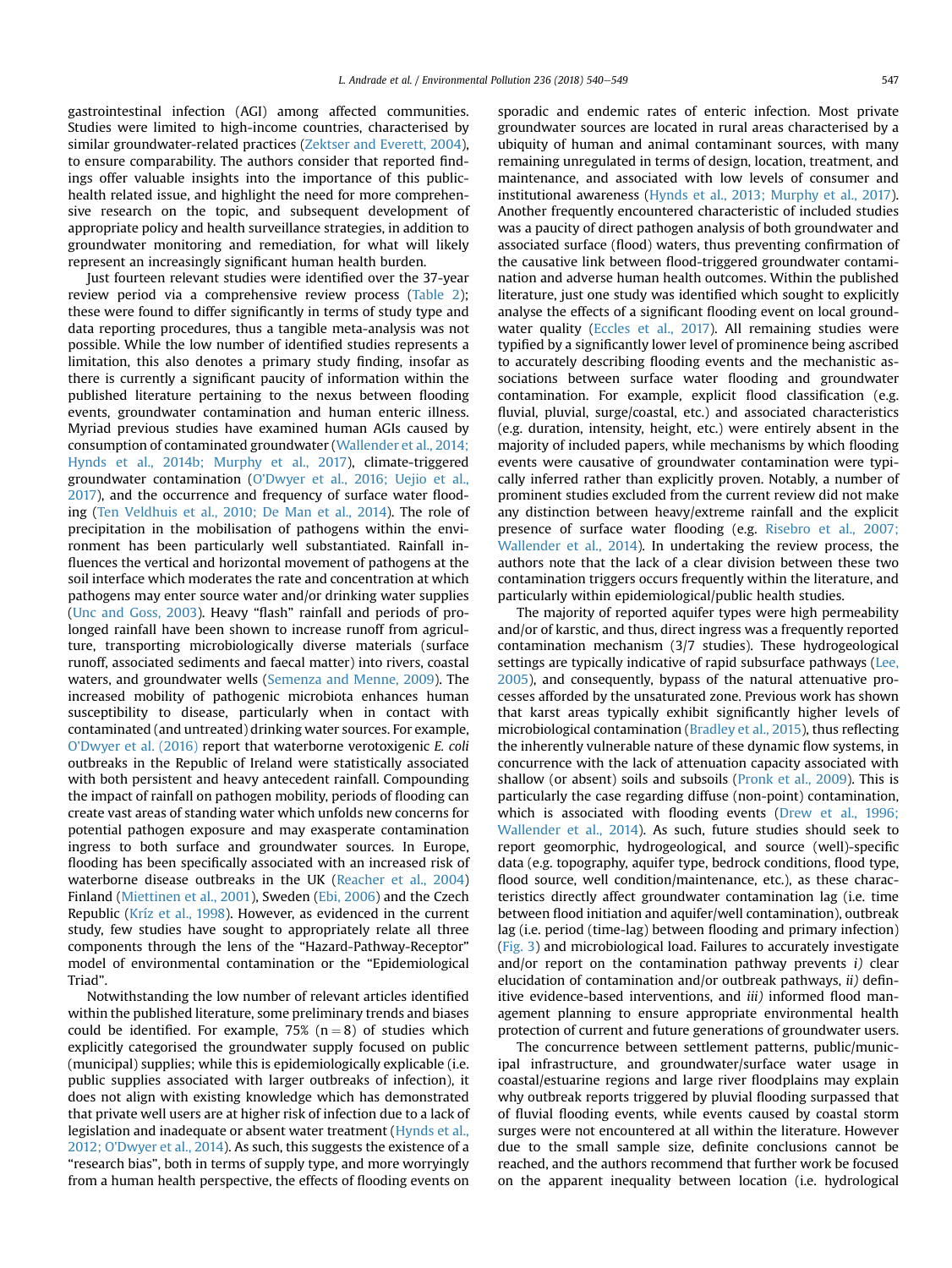gastrointestinal infection (AGI) among affected communities. Studies were limited to high-income countries, characterised by similar groundwater-related practices (Zektser and Everett, 2004), to ensure comparability. The authors consider that reported findings offer valuable insights into the importance of this public-health related issue, and highlight the need for more comprehensive research on the topic, and subsequent development of appropriate policy and health surveillance strategies, in addition to groundwater monitoring and remediation, for what will likely represent an increasingly significant human health burden.

Just fourteen relevant studies were identified over the 37-year review period via a comprehensive review process (Table 2); these were found to differ significantly in terms of study type and data reporting procedures, thus a tangible meta-analysis was not possible. While the low number of identified studies represents a limitation, this also denotes a primary study finding, insofar as there is currently a significant paucity of information within the published literature pertaining to the nexus between flooding events, groundwater contamination and human enteric illness. Myriad previous studies have examined human AGIs caused by consumption of contaminated groundwater (Wallender et al., 2014; Hynds et al., 2014b; Murphy et al., 2017), climate-triggered groundwater contamination (O'Dwyer et al., 2016; Uejio et al., 2017), and the occurrence and frequency of surface water flooding (Ten Veldhuis et al., 2010; De Man et al., 2014). The role of precipitation in the mobilisation of pathogens within the environment has been particularly well substantiated. Rainfall influences the vertical and horizontal movement of pathogens at the soil interface which moderates the rate and concentration at which pathogens may enter source water and/or drinking water supplies (Unc and Goss, 2003). Heavy "flash" rainfall and periods of prolonged rainfall have been shown to increase runoff from agriculture, transporting microbiologically diverse materials (surface runoff, associated sediments and faecal matter) into rivers, coastal waters, and groundwater wells (Semenza and Menne, 2009). The increased mobility of pathogenic microbiota enhances human susceptibility to disease, particularly when in contact with contaminated (and untreated) drinking water sources. For example, O'Dwyer et al. (2016) report that waterborne verotoxigenic *E. coli* outbreaks in the Republic of Ireland were statistically associated with both persistent and heavy antecedent rainfall. Compounding the impact of rainfall on pathogen mobility, periods of flooding can create vast areas of standing water which unfolds new concerns for potential pathogen exposure and may exasperate contamination ingress to both surface and groundwater sources. In Europe, flooding has been specifically associated with an increased risk of waterborne disease outbreaks in the UK (Reacher et al., 2004) Finland (Miettinen et al., 2001), Sweden (Ebi, 2006) and the Czech Republic (Kríz et al., 1998). However, as evidenced in the current study, few studies have sought to appropriately relate all three components through the lens of the "Hazard-Pathway-Receptor" model of environmental contamination or the "Epidemiological Triad".

Notwithstanding the low number of relevant articles identified within the published literature, some preliminary trends and biases could be identified. For example, 75% ($n = 8$) of studies which explicitly categorised the groundwater supply focused on public (municipal) supplies; while this is epidemiologically explicable (i.e. public supplies associated with larger outbreaks of infection), it does not align with existing knowledge which has demonstrated that private well users are at higher risk of infection due to a lack of legislation and inadequate or absent water treatment (Hynds et al., 2012; O'Dwyer et al., 2014). As such, this suggests the existence of a "research bias", both in terms of supply type, and more worryingly from a human health perspective, the effects of flooding events on sporadic and endemic rates of enteric infection. Most private groundwater sources are located in rural areas characterised by a ubiquity of human and animal contaminant sources, with many remaining unregulated in terms of design, location, treatment, and maintenance, and associated with low levels of consumer and institutional awareness (Hynds et al., 2013; Murphy et al., 2017). Another frequently encountered characteristic of included studies was a paucity of direct pathogen analysis of both groundwater and associated surface (flood) waters, thus preventing confirmation of the causative link between flood-triggered groundwater contamination and adverse human health outcomes. Within the published literature, just one study was identified which sought to explicitly analyse the effects of a significant flooding event on local groundwater quality (Eccles et al., 2017). All remaining studies were typified by a significantly lower level of prominence being ascribed to accurately describing flooding events and the mechanistic associations between surface water flooding and groundwater contamination. For example, explicit flood classification (e.g. fluvial, pluvial, surge/coastal, etc.) and associated characteristics (e.g. duration, intensity, height, etc.) were entirely absent in the majority of included papers, while mechanisms by which flooding events were causative of groundwater contamination were typically inferred rather than explicitly proven. Notably, a number of prominent studies excluded from the current review did not make any distinction between heavy/extreme rainfall and the explicit presence of surface water flooding (e.g. Risebro et al., 2007; Wallender et al., 2014). In undertaking the review process, the authors note that the lack of a clear division between these two contamination triggers occurs frequently within the literature, and particularly within epidemiological/public health studies.

The majority of reported aquifer types were high permeability and/or of karstic, and thus, direct ingress was a frequently reported contamination mechanism (3/7 studies). These hydrogeological settings are typically indicative of rapid subsurface pathways (Lee, 2005), and consequently, bypass of the natural attenuative processes afforded by the unsaturated zone. Previous work has shown that karst areas typically exhibit significantly higher levels of microbiological contamination (Bradley et al., 2015), thus reflecting the inherently vulnerable nature of these dynamic flow systems, in concurrence with the lack of attenuation capacity associated with shallow (or absent) soils and subsoils (Pronk et al., 2009). This is particularly the case regarding diffuse (non-point) contamination, which is associated with flooding events (Drew et al., 1996; Wallender et al., 2014). As such, future studies should seek to report geomorphic, hydrogeological, and source (well)-specific data (e.g. topography, aquifer type, bedrock conditions, flood type, flood source, well condition/maintenance, etc.), as these characteristics directly affect groundwater contamination lag (i.e. time between flood initiation and aquifer/well contamination), outbreak lag (i.e. period (time-lag) between flooding and primary infection) (Fig. 3) and microbiological load. Failures to accurately investigate and/or report on the contamination pathway prevents *i)* clear elucidation of contamination and/or outbreak pathways, *ii)* definitive evidence-based interventions, and *iii)* informed flood management planning to ensure appropriate environmental health protection of current and future generations of groundwater users.

The concurrence between settlement patterns, public/municipal infrastructure, and groundwater/surface water usage in coastal/estuarine regions and large river floodplains may explain why outbreak reports triggered by pluvial flooding surpassed that of fluvial flooding events, while events caused by coastal storm surges were not encountered at all within the literature. However due to the small sample size, definite conclusions cannot be reached, and the authors recommend that further work be focused on the apparent inequality between location (i.e. hydrological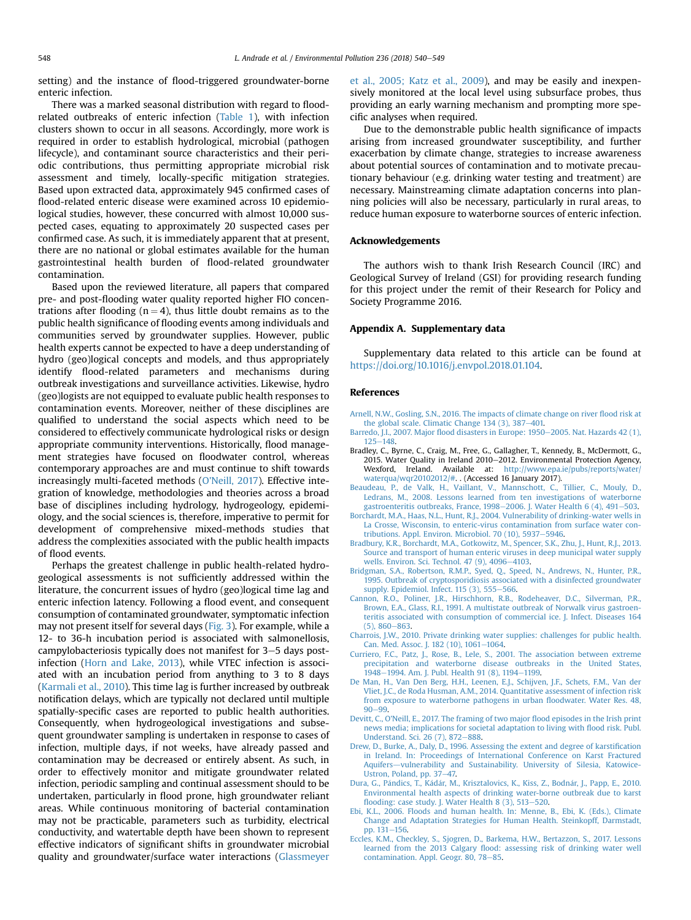setting) and the instance of flood-triggered groundwater-borne enteric infection.

There was a marked seasonal distribution with regard to flood-related outbreaks of enteric infection (Table 1), with infection clusters shown to occur in all seasons. Accordingly, more work is required in order to establish hydrological, microbial (pathogen lifecycle), and contaminant source characteristics and their periodic contributions, thus permitting appropriate microbial risk assessment and timely, locally-specific mitigation strategies. Based upon extracted data, approximately 945 confirmed cases of flood-related enteric disease were examined across 10 epidemiological studies, however, these concurred with almost 10,000 suspected cases, equating to approximately 20 suspected cases per confirmed case. As such, it is immediately apparent that at present, there are no national or global estimates available for the human gastrointestinal health burden of flood-related groundwater contamination.

Based upon the reviewed literature, all papers that compared pre- and post-flooding water quality reported higher FIO concentrations after flooding ($n = 4$), thus little doubt remains as to the public health significance of flooding events among individuals and communities served by groundwater supplies. However, public health experts cannot be expected to have a deep understanding of hydro (geo)logical concepts and models, and thus appropriately identify flood-related parameters and mechanisms during outbreak investigations and surveillance activities. Likewise, hydro (geo)logists are not equipped to evaluate public health responses to contamination events. Moreover, neither of these disciplines are qualified to understand the social aspects which need to be considered to effectively communicate hydrological risks or design appropriate community interventions. Historically, flood management strategies have focused on floodwater control, whereas contemporary approaches are and must continue to shift towards increasingly multi-faceted methods (O'Neill, 2017). Effective integration of knowledge, methodologies and theories across a broad base of disciplines including hydrology, hydrogeology, epidemiology, and the social sciences is, therefore, imperative to permit for development of comprehensive mixed-methods studies that address the complexities associated with the public health impacts of flood events.

Perhaps the greatest challenge in public health-related hydrogeological assessments is not sufficiently addressed within the literature, the concurrent issues of hydro (geo)logical time lag and enteric infection latency. Following a flood event, and consequent consumption of contaminated groundwater, symptomatic infection may not present itself for several days (Fig. 3). For example, while a 12- to 36-h incubation period is associated with salmonellosis, campylobacteriosis typically does not manifest for 3–5 days post-infection (Horn and Lake, 2013), while VTEC infection is associated with an incubation period from anything to 3 to 8 days (Karmali et al., 2010). This time lag is further increased by outbreak notification delays, which are typically not declared until multiple spatially-specific cases are reported to public health authorities. Consequently, when hydrogeological investigations and subsequent groundwater sampling is undertaken in response to cases of infection, multiple days, if not weeks, have already passed and contamination may be decreased or entirely absent. As such, in order to effectively monitor and mitigate groundwater related infection, periodic sampling and continual assessment should to be undertaken, particularly in flood prone, high groundwater reliant areas. While continuous monitoring of bacterial contamination may not be practicable, parameters such as turbidity, electrical conductivity, and watertable depth have been shown to represent effective indicators of significant shifts in groundwater microbial quality and groundwater/surface water interactions (Glassmeyer et al., 2005; Katz et al., 2009), and may be easily and inexpensively monitored at the local level using subsurface probes, thus providing an early warning mechanism and prompting more specific analyses when required.

Due to the demonstrable public health significance of impacts arising from increased groundwater susceptibility, and further exacerbation by climate change, strategies to increase awareness about potential sources of contamination and to motivate precautionary behaviour (e.g. drinking water testing and treatment) are necessary. Mainstreaming climate adaptation concerns into planning policies will also be necessary, particularly in rural areas, to reduce human exposure to waterborne sources of enteric infection.

## Acknowledgements

The authors wish to thank Irish Research Council (IRC) and Geological Survey of Ireland (GSI) for providing research funding for this project under the remit of their Research for Policy and Society Programme 2016.

## Appendix A. Supplementary data

Supplementary data related to this article can be found at https://doi.org/10.1016/j.envpol.2018.01.104.

## References

Arnell, N.W., Gosling, S.N., 2016. The impacts of climate change on river flood risk at the global scale. Climatic Change 134 (3), 387–401.

Barredo, J.I., 2007. Major flood disasters in Europe: 1950–2005. Nat. Hazards 42 (1), 125–148.

Bradley, C., Byrne, C., Craig, M., Free, G., Gallagher, T., Kennedy, B., McDermott, G., 2015. Water Quality in Ireland 2010–2012. Environmental Protection Agency, Wexford, Ireland. Available at: http://www.epa.ie/pubs/reports/water/waterqua/wqr20102012/#. . (Accessed 16 January 2017).

Beaudeau, P., de Valk, H., Vaillant, V., Mannschott, C., Tillier, C., Mouly, D., Ledrans, M., 2008. Lessons learned from ten investigations of waterborne gastroenteritis outbreaks, France, 1998–2006. J. Water Health 6 (4), 491–503.

Borchardt, M.A., Haas, N.L., Hunt, R.J., 2004. Vulnerability of drinking-water wells in La Crosse, Wisconsin, to enteric-virus contamination from surface water contributions. Appl. Environ. Microbiol. 70 (10), 5937–5946.

Bradbury, K.R., Borchardt, M.A., Gotkowitz, M., Spencer, S.K., Zhu, J., Hunt, R.J., 2013. Source and transport of human enteric viruses in deep municipal water supply wells. Environ. Sci. Technol. 47 (9), 4096–4103.

Bridgman, S.A., Robertson, R.M.P., Syed, Q., Speed, N., Andrews, N., Hunter, P.R., 1995. Outbreak of cryptosporidiosis associated with a disinfected groundwater supply. Epidemiol. Infect. 115 (3), 555–566.

Cannon, R.O., Poliner, J.R., Hirschhorn, R.B., Rodeheaver, D.C., Silverman, P.R., Brown, E.A., Glass, R.I., 1991. A multistate outbreak of Norwalk virus gastroenteritis associated with consumption of commercial ice. J. Infect. Diseases 164 (5), 860–863.

Charrois, J.W., 2010. Private drinking water supplies: challenges for public health. Can. Med. Assoc. J. 182 (10), 1061–1064.

Curriero, F.C., Patz, J., Rose, B., Lele, S., 2001. The association between extreme precipitation and waterborne disease outbreaks in the United States, 1948–1994. Am. J. Publ. Health 91 (8), 1194–1199.

De Man, H., Van Den Berg, H.H., Leenen, E.J., Schijven, J.F., Schets, F.M., Van der Vliet, J.C., de Roda Husman, A.M., 2014. Quantitative assessment of infection risk from exposure to waterborne pathogens in urban floodwater. Water Res. 48, 90–99.

Devitt, C., O'Neill, E., 2017. The framing of two major flood episodes in the Irish print news media; implications for societal adaptation to living with flood risk. Publ. Understand. Sci. 26 (7), 872–888.

Drew, D., Burke, A., Daly, D., 1996. Assessing the extent and degree of karstification in Ireland. In: Proceedings of International Conference on Karst Fractured Aquifers—vulnerability and Sustainability. University of Silesia, Katowice-Ustron, Poland, pp. 37–47.

Dura, G., Pándics, T., Kádár, M., Krisztalovics, K., Kiss, Z., Bodnár, J., Papp, E., 2010. Environmental health aspects of drinking water-borne outbreak due to karst flooding: case study. J. Water Health 8 (3), 513–520.

Ebi, K.L., 2006. Floods and human health. In: Menne, B., Ebi, K. (Eds.), Climate Change and Adaptation Strategies for Human Health. Steinkopff, Darmstadt, pp. 131–156.

Eccles, K.M., Checkley, S., Sjogren, D., Barkema, H.W., Bertazzon, S., 2017. Lessons learned from the 2013 Calgary flood: assessing risk of drinking water well contamination. Appl. Geogr. 80, 78–85.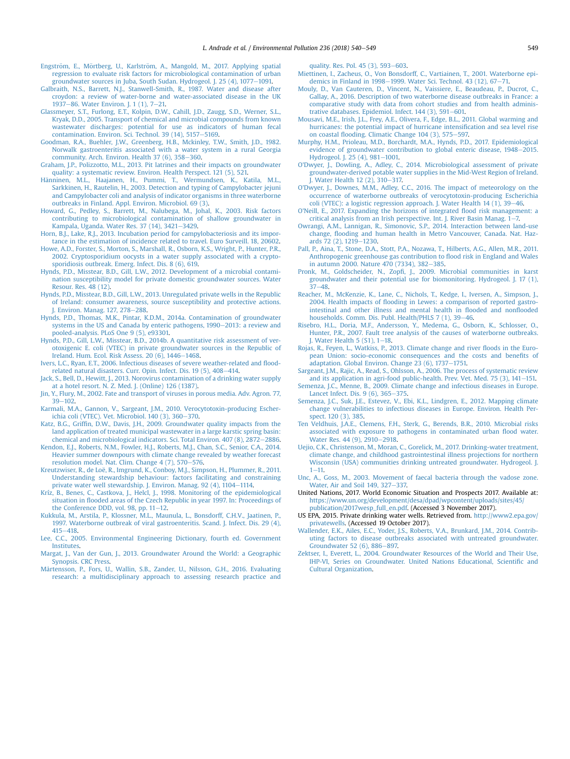Engström, E., Mörtberg, U., Karlström, A., Mangold, M., 2017. Applying spatial regression to evaluate risk factors for microbiological contamination of urban groundwater sources in Juba, South Sudan. Hydrogeol. J. 25 (4), 1077–1091.

Galbraith, N.S., Barrett, N.J., Stanwell-Smith, R., 1987. Water and disease after croydon: a review of water-borne and water-associated disease in the UK 1937–86. Water Environ. J. 1 (1), 7–21.

Glassmeyer, S.T., Furlong, E.T., Kolpin, D.W., Cahill, J.D., Zaugg, S.D., Werner, S.L., Kryak, D.D., 2005. Transport of chemical and microbial compounds from known wastewater discharges: potential for use as indicators of human fecal contamination. Environ. Sci. Technol. 39 (14), 5157–5169.

Goodman, R.A., Buehler, J.W., Greenberg, H.B., Mckinley, T.W., Smith, J.D., 1982. Norwalk gastroenteritis associated with a water system in a rural Georgia community. Arch. Environ. Health 37 (6), 358–360.

Graham, J.P., Polizzotto, M.L., 2013. Pit latrines and their impacts on groundwater quality: a systematic review. Environ. Health Perspect. 121 (5), 521.

Hänninen, M.L., Haajanen, H., Pummi, T., Wermundsen, K., Katila, M.L., Sarkkinen, H., Rautelin, H., 2003. Detection and typing of Campylobacter jejuni and Campylobacter coli and analysis of indicator organisms in three waterborne outbreaks in Finland. Appl. Environ. Microbiol. 69 (3).

Howard, G., Pedley, S., Barrett, M., Nalubega, M., Johal, K., 2003. Risk factors contributing to microbiological contamination of shallow groundwater in Kampala, Uganda. Water Res. 37 (14), 3421–3429.

Horn, B.J., Lake, R.J., 2013. Incubation period for campylobacteriosis and its importance in the estimation of incidence related to travel. Euro Surveill. 18, 20602.

Howe, A.D., Forster, S., Morton, S., Marshall, R., Osborn, K.S., Wright, P., Hunter, P.R., 2002. Cryptosporidium oocysts in a water supply associated with a cryptosporidiosis outbreak. Emerg. Infect. Dis. 8 (6), 619.

Hynds, P.D., Misstear, B.D., Gill, L.W., 2012. Development of a microbial contamination susceptibility model for private domestic groundwater sources. Water Resour. Res. 48 (12).

Hynds, P.D., Misstear, B.D., Gill, L.W., 2013. Unregulated private wells in the Republic of Ireland: consumer awareness, source susceptibility and protective actions. J. Environ. Manag. 127, 278–288.

Hynds, P.D., Thomas, M.K., Pintar, K.D.M., 2014a. Contamination of groundwater systems in the US and Canada by enteric pathogens, 1990–2013: a review and pooled-analysis. PLoS One 9 (5), e93301.

Hynds, P.D., Gill, L.W., Misstear, B.D., 2014b. A quantitative risk assessment of verotoxigenic E. coli (VTEC) in private groundwater sources in the Republic of Ireland. Hum. Ecol. Risk Assess. 20 (6), 1446–1468.

Ivers, L.C., Ryan, E.T., 2006. Infectious diseases of severe weather-related and flood-related natural disasters. Curr. Opin. Infect. Dis. 19 (5), 408–414.

Jack, S., Bell, D., Hewitt, J., 2013. Norovirus contamination of a drinking water supply at a hotel resort. N. Z. Med. J. (Online) 126 (1387).

Jin, Y., Flury, M., 2002. Fate and transport of viruses in porous media. Adv. Agron. 77, 39–102.

Karmali, M.A., Gannon, V., Sargeant, J.M., 2010. Verocytotoxin-producing Escherichia coli (VTEC). Vet. Microbiol. 140 (3), 360–370.

Katz, B.G., Griffin, D.W., Davis, J.H., 2009. Groundwater quality impacts from the land application of treated municipal wastewater in a large karstic spring basin: chemical and microbiological indicators. Sci. Total Environ. 407 (8), 2872–2886.

Kendon, E.J., Roberts, N.M., Fowler, H.J., Roberts, M.J., Chan, S.C., Senior, C.A., 2014. Heavier summer downpours with climate change revealed by weather forecast resolution model. Nat. Clim. Change 4 (7), 570–576.

Kreutzwiser, R., de Loë, R., Imgrund, K., Conboy, M.J., Simpson, H., Plummer, R., 2011. Understanding stewardship behaviour: factors facilitating and constraining private water well stewardship. J. Environ. Manag. 92 (4), 1104–1114.

Kríz, B., Benes, C., Castkova, J., Helcl, J., 1998. Monitoring of the epidemiological situation in flooded areas of the Czech Republic in year 1997. In: Proceedings of the Conference DDD, vol. 98, pp. 11–12.

Kukkula, M., Arstila, P., Klossner, M.L., Maunula, L., Bonsdorff, C.H.V., Jaatinen, P., 1997. Waterborne outbreak of viral gastroenteritis. Scand. J. Infect. Dis. 29 (4), 415–418.

Lee, C.C., 2005. Environmental Engineering Dictionary, fourth ed. Government Institutes.

Margat, J., Van der Gun, J., 2013. Groundwater Around the World: a Geographic Synopsis. CRC Press.

Mårtensson, P., Fors, U., Wallin, S.B., Zander, U., Nilsson, G.H., 2016. Evaluating research: a multidisciplinary approach to assessing research practice and quality. Res. Pol. 45 (3), 593–603.

Miettinen, I., Zacheus, O., Von Bonsdorff, C., Vartiainen, T., 2001. Waterborne epidemics in Finland in 1998–1999. Water Sci. Technol. 43 (12), 67–71.

Mouly, D., Van Cauteren, D., Vincent, N., Vaissiere, E., Beaudeau, P., Ducrot, C., Gallay, A., 2016. Description of two waterborne disease outbreaks in France: a comparative study with data from cohort studies and from health administrative databases. Epidemiol. Infect. 144 (3), 591–601.

Mousavi, M.E., Irish, J.L., Frey, A.E., Olivera, F., Edge, B.L., 2011. Global warming and hurricanes: the potential impact of hurricane intensification and sea level rise on coastal flooding. Climatic Change 104 (3), 575–597.

Murphy, H.M., Prioleau, M.D., Borchardt, M.A., Hynds, P.D., 2017. Epidemiological evidence of groundwater contribution to global enteric disease, 1948–2015. Hydrogeol. J. 25 (4), 981–1001.

O'Dwyer, J., Dowling, A., Adley, C., 2014. Microbiological assessment of private groundwater-derived potable water supplies in the Mid-West Region of Ireland. J. Water Health 12 (2), 310–317.

O'Dwyer, J., Downes, M.M., Adley, C.C., 2016. The impact of meteorology on the occurrence of waterborne outbreaks of verocytotoxin-producing Escherichia coli (VTEC): a logistic regression approach. J. Water Health 14 (1), 39–46.

O'Neill, E., 2017. Expanding the horizons of integrated flood risk management: a critical analysis from an Irish perspective. Int. J. River Basin Manag. 1–7.

Owrangi, A.M., Lannigan, R., Simonovic, S.P., 2014. Interaction between land-use change, flooding and human health in Metro Vancouver, Canada. Nat. Hazards 72 (2), 1219–1230.

Pall, P., Aina, T., Stone, D.A., Stott, P.A., Nozawa, T., Hilberts, A.G., Allen, M.R., 2011. Anthropogenic greenhouse gas contribution to flood risk in England and Wales in autumn 2000. Nature 470 (7334), 382–385.

Pronk, M., Goldscheider, N., Zopfi, J., 2009. Microbial communities in karst groundwater and their potential use for biomonitoring. Hydrogeol. J. 17 (1), 37–48.

Reacher, M., McKenzie, K., Lane, C., Nichols, T., Kedge, I., Iversen, A., Simpson, J., 2004. Health impacts of flooding in Lewes: a comparison of reported gastrointestinal and other illness and mental health in flooded and nonflooded households. Comm. Dis. Publ. Health/PHLS 7 (1), 39–46.

Risebro, H.L., Doria, M.F., Andersson, Y., Medema, G., Osborn, K., Schlosser, O., Hunter, P.R., 2007. Fault tree analysis of the causes of waterborne outbreaks. J. Water Health 5 (S1), 1–18.

Rojas, R., Feyen, L., Watkiss, P., 2013. Climate change and river floods in the European Union: socio-economic consequences and the costs and benefits of adaptation. Global Environ. Change 23 (6), 1737–1751.

Sargeant, J.M., Rajic, A., Read, S., Ohlsson, A., 2006. The process of systematic review and its application in agri-food public-health. Prev. Vet. Med. 75 (3), 141–151.

Semenza, J.C., Menne, B., 2009. Climate change and infectious diseases in Europe. Lancet Infect. Dis. 9 (6), 365–375.

Semenza, J.C., Suk, J.E., Estevez, V., Ebi, K.L., Lindgren, E., 2012. Mapping climate change vulnerabilities to infectious diseases in Europe. Environ. Health Perspect. 120 (3), 385.

Ten Veldhuis, J.A.E., Clemens, F.H., Sterk, G., Berends, B.R., 2010. Microbial risks associated with exposure to pathogens in contaminated urban flood water. Water Res. 44 (9), 2910–2918.

Uejio, C.K., Christenson, M., Moran, C., Gorelick, M., 2017. Drinking-water treatment, climate change, and childhood gastrointestinal illness projections for northern Wisconsin (USA) communities drinking untreated groundwater. Hydrogeol. J. 1–11.

Unc, A., Goss, M., 2003. Movement of faecal bacteria through the vadose zone. Water, Air and Soil 149, 327–337.

United Nations, 2017. World Economic Situation and Prospects 2017. Available at: https://www.un.org/development/desa/dpad/wpcontent/uploads/sites/45/publication/2017wesp_full_en.pdf. (Accessed 3 November 2017).

US EPA, 2015. Private drinking water wells. Retrieved from. http://www2.epa.gov/privatewells. (Accessed 19 October 2017).

Wallender, E.K., Ailes, E.C., Yoder, J.S., Roberts, V.A., Brunkard, J.M., 2014. Contributing factors to disease outbreaks associated with untreated groundwater. Groundwater 52 (6), 886–897.

Zektser, I., Everett, L., 2004. Groundwater Resources of the World and Their Use, IHP-VI, Series on Groundwater. United Nations Educational, Scientific and Cultural Organization.